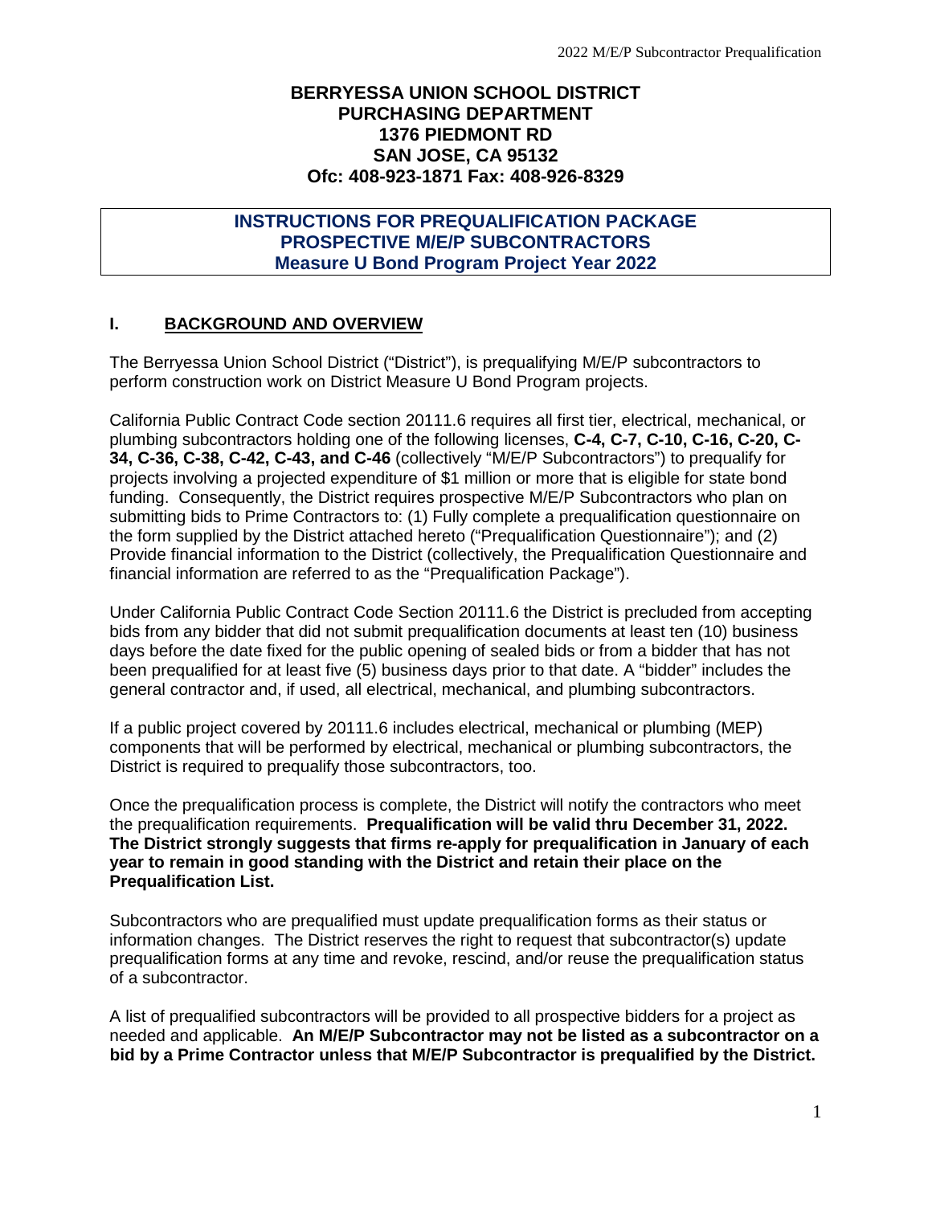**BERRYESSA UNION SCHOOL DISTRICT**
**PURCHASING DEPARTMENT**
**1376 PIEDMONT RD**
**SAN JOSE, CA 95132**
**Ofc: 408-923-1871 Fax: 408-926-8329**

# INSTRUCTIONS FOR PREQUALIFICATION PACKAGE PROSPECTIVE M/E/P SUBCONTRACTORS Measure U Bond Program Project Year 2022

## I. BACKGROUND AND OVERVIEW

The Berryessa Union School District ("District"), is prequalifying M/E/P subcontractors to perform construction work on District Measure U Bond Program projects.

California Public Contract Code section 20111.6 requires all first tier, electrical, mechanical, or plumbing subcontractors holding one of the following licenses, **C-4, C-7, C-10, C-16, C-20, C-34, C-36, C-38, C-42, C-43, and C-46** (collectively "M/E/P Subcontractors") to prequalify for projects involving a projected expenditure of $1 million or more that is eligible for state bond funding. Consequently, the District requires prospective M/E/P Subcontractors who plan on submitting bids to Prime Contractors to: (1) Fully complete a prequalification questionnaire on the form supplied by the District attached hereto ("Prequalification Questionnaire"); and (2) Provide financial information to the District (collectively, the Prequalification Questionnaire and financial information are referred to as the "Prequalification Package").

Under California Public Contract Code Section 20111.6 the District is precluded from accepting bids from any bidder that did not submit prequalification documents at least ten (10) business days before the date fixed for the public opening of sealed bids or from a bidder that has not been prequalified for at least five (5) business days prior to that date. A "bidder" includes the general contractor and, if used, all electrical, mechanical, and plumbing subcontractors.

If a public project covered by 20111.6 includes electrical, mechanical or plumbing (MEP) components that will be performed by electrical, mechanical or plumbing subcontractors, the District is required to prequalify those subcontractors, too.

Once the prequalification process is complete, the District will notify the contractors who meet the prequalification requirements. **Prequalification will be valid thru December 31, 2022. The District strongly suggests that firms re-apply for prequalification in January of each year to remain in good standing with the District and retain their place on the Prequalification List.**

Subcontractors who are prequalified must update prequalification forms as their status or information changes. The District reserves the right to request that subcontractor(s) update prequalification forms at any time and revoke, rescind, and/or reuse the prequalification status of a subcontractor.

A list of prequalified subcontractors will be provided to all prospective bidders for a project as needed and applicable. **An M/E/P Subcontractor may not be listed as a subcontractor on a bid by a Prime Contractor unless that M/E/P Subcontractor is prequalified by the District.**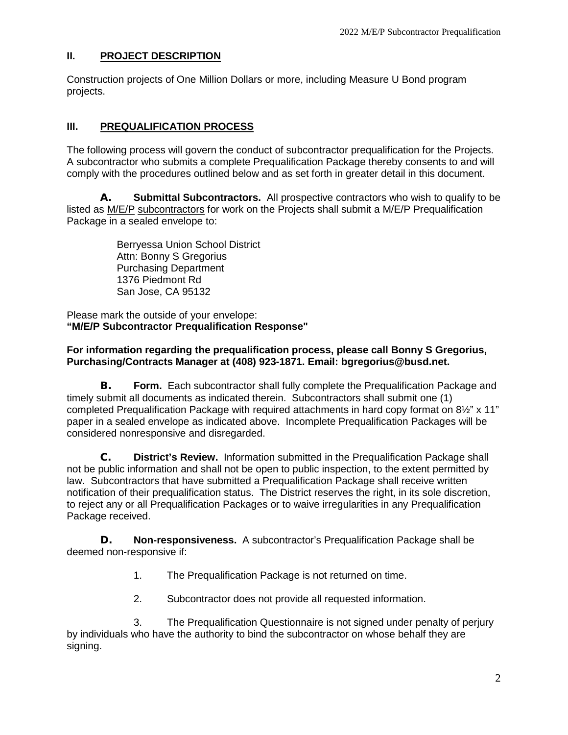## II. PROJECT DESCRIPTION

Construction projects of One Million Dollars or more, including Measure U Bond program projects.

## III. PREQUALIFICATION PROCESS

The following process will govern the conduct of subcontractor prequalification for the Projects. A subcontractor who submits a complete Prequalification Package thereby consents to and will comply with the procedures outlined below and as set forth in greater detail in this document.

**A. Submittal Subcontractors.** All prospective contractors who wish to qualify to be listed as M/E/P subcontractors for work on the Projects shall submit a M/E/P Prequalification Package in a sealed envelope to:

Berryessa Union School District
Attn: Bonny S Gregorius
Purchasing Department
1376 Piedmont Rd
San Jose, CA 95132

Please mark the outside of your envelope:
**"M/E/P Subcontractor Prequalification Response"**

**For information regarding the prequalification process, please call Bonny S Gregorius, Purchasing/Contracts Manager at (408) 923-1871. Email: bgregorius@busd.net.**

**B. Form.** Each subcontractor shall fully complete the Prequalification Package and timely submit all documents as indicated therein. Subcontractors shall submit one (1) completed Prequalification Package with required attachments in hard copy format on 8½" x 11" paper in a sealed envelope as indicated above. Incomplete Prequalification Packages will be considered nonresponsive and disregarded.

**C. District's Review.** Information submitted in the Prequalification Package shall not be public information and shall not be open to public inspection, to the extent permitted by law. Subcontractors that have submitted a Prequalification Package shall receive written notification of their prequalification status. The District reserves the right, in its sole discretion, to reject any or all Prequalification Packages or to waive irregularities in any Prequalification Package received.

**D. Non-responsiveness.** A subcontractor's Prequalification Package shall be deemed non-responsive if:

1. The Prequalification Package is not returned on time.

2. Subcontractor does not provide all requested information.

3. The Prequalification Questionnaire is not signed under penalty of perjury by individuals who have the authority to bind the subcontractor on whose behalf they are signing.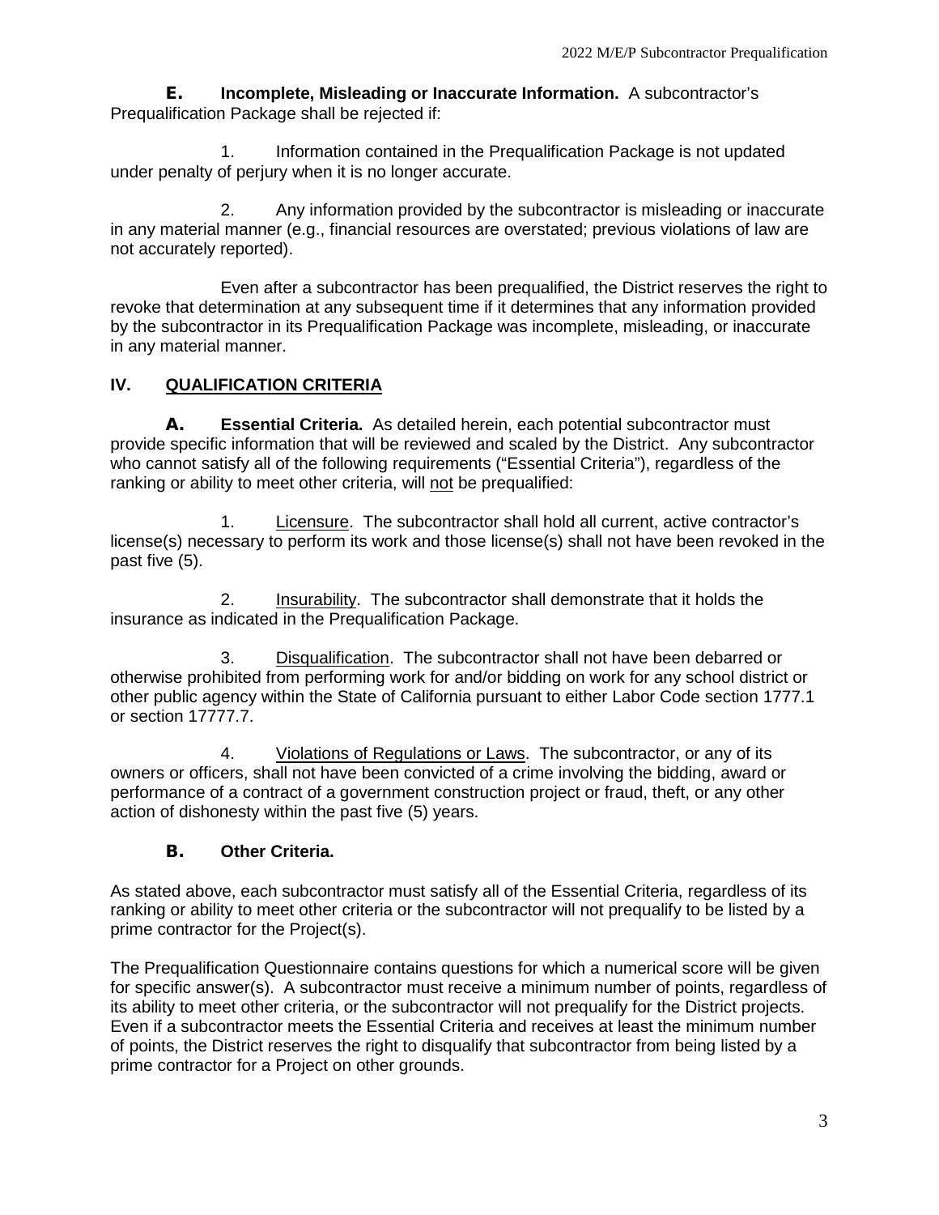**E. Incomplete, Misleading or Inaccurate Information.** A subcontractor's Prequalification Package shall be rejected if:

1. Information contained in the Prequalification Package is not updated under penalty of perjury when it is no longer accurate.

2. Any information provided by the subcontractor is misleading or inaccurate in any material manner (e.g., financial resources are overstated; previous violations of law are not accurately reported).

Even after a subcontractor has been prequalified, the District reserves the right to revoke that determination at any subsequent time if it determines that any information provided by the subcontractor in its Prequalification Package was incomplete, misleading, or inaccurate in any material manner.

## IV. QUALIFICATION CRITERIA

**A. Essential Criteria.** As detailed herein, each potential subcontractor must provide specific information that will be reviewed and scaled by the District. Any subcontractor who cannot satisfy all of the following requirements ("Essential Criteria"), regardless of the ranking or ability to meet other criteria, will not be prequalified:

1. Licensure. The subcontractor shall hold all current, active contractor's license(s) necessary to perform its work and those license(s) shall not have been revoked in the past five (5).

2. Insurability. The subcontractor shall demonstrate that it holds the insurance as indicated in the Prequalification Package.

3. Disqualification. The subcontractor shall not have been debarred or otherwise prohibited from performing work for and/or bidding on work for any school district or other public agency within the State of California pursuant to either Labor Code section 1777.1 or section 17777.7.

4. Violations of Regulations or Laws. The subcontractor, or any of its owners or officers, shall not have been convicted of a crime involving the bidding, award or performance of a contract of a government construction project or fraud, theft, or any other action of dishonesty within the past five (5) years.

**B. Other Criteria.**

As stated above, each subcontractor must satisfy all of the Essential Criteria, regardless of its ranking or ability to meet other criteria or the subcontractor will not prequalify to be listed by a prime contractor for the Project(s).

The Prequalification Questionnaire contains questions for which a numerical score will be given for specific answer(s). A subcontractor must receive a minimum number of points, regardless of its ability to meet other criteria, or the subcontractor will not prequalify for the District projects. Even if a subcontractor meets the Essential Criteria and receives at least the minimum number of points, the District reserves the right to disqualify that subcontractor from being listed by a prime contractor for a Project on other grounds.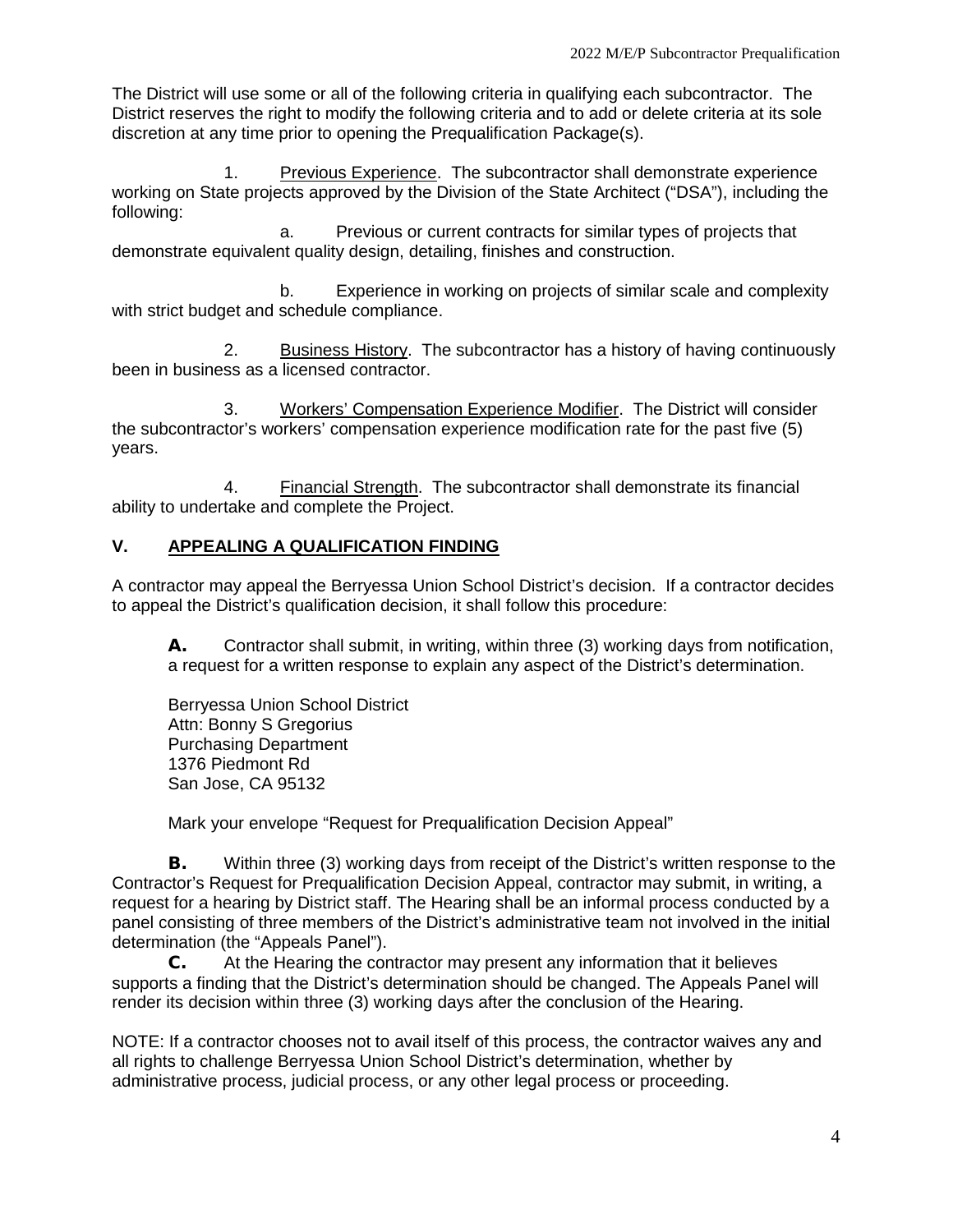The District will use some or all of the following criteria in qualifying each subcontractor. The District reserves the right to modify the following criteria and to add or delete criteria at its sole discretion at any time prior to opening the Prequalification Package(s).

1. Previous Experience. The subcontractor shall demonstrate experience working on State projects approved by the Division of the State Architect ("DSA"), including the following:

   a. Previous or current contracts for similar types of projects that demonstrate equivalent quality design, detailing, finishes and construction.

   b. Experience in working on projects of similar scale and complexity with strict budget and schedule compliance.

2. Business History. The subcontractor has a history of having continuously been in business as a licensed contractor.

3. Workers' Compensation Experience Modifier. The District will consider the subcontractor's workers' compensation experience modification rate for the past five (5) years.

4. Financial Strength. The subcontractor shall demonstrate its financial ability to undertake and complete the Project.

## V. APPEALING A QUALIFICATION FINDING

A contractor may appeal the Berryessa Union School District's decision. If a contractor decides to appeal the District's qualification decision, it shall follow this procedure:

**A.** Contractor shall submit, in writing, within three (3) working days from notification, a request for a written response to explain any aspect of the District's determination.

Berryessa Union School District
Attn: Bonny S Gregorius
Purchasing Department
1376 Piedmont Rd
San Jose, CA 95132

Mark your envelope "Request for Prequalification Decision Appeal"

**B.** Within three (3) working days from receipt of the District's written response to the Contractor's Request for Prequalification Decision Appeal, contractor may submit, in writing, a request for a hearing by District staff. The Hearing shall be an informal process conducted by a panel consisting of three members of the District's administrative team not involved in the initial determination (the "Appeals Panel").

**C.** At the Hearing the contractor may present any information that it believes supports a finding that the District's determination should be changed. The Appeals Panel will render its decision within three (3) working days after the conclusion of the Hearing.

NOTE: If a contractor chooses not to avail itself of this process, the contractor waives any and all rights to challenge Berryessa Union School District's determination, whether by administrative process, judicial process, or any other legal process or proceeding.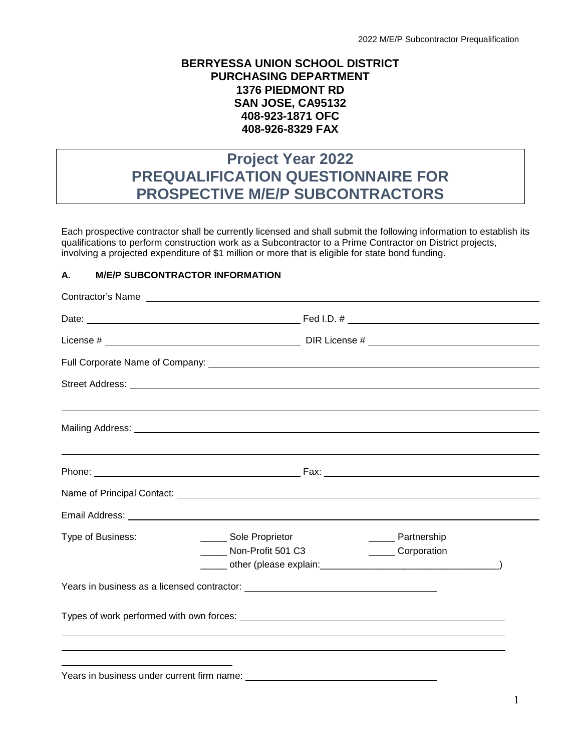**BERRYESSA UNION SCHOOL DISTRICT**
**PURCHASING DEPARTMENT**
**1376 PIEDMONT RD**
**SAN JOSE, CA95132**
**408-923-1871 OFC**
**408-926-8329 FAX**

# Project Year 2022
# PREQUALIFICATION QUESTIONNAIRE FOR PROSPECTIVE M/E/P SUBCONTRACTORS

Each prospective contractor shall be currently licensed and shall submit the following information to establish its qualifications to perform construction work as a Subcontractor to a Prime Contractor on District projects, involving a projected expenditure of $1 million or more that is eligible for state bond funding.

### A. M/E/P SUBCONTRACTOR INFORMATION

Contractor's Name ______________________________

Date: ______________________ Fed I.D. # ______________________

License # ______________________ DIR License # ______________________

Full Corporate Name of Company: ______________________________

Street Address: ______________________________

______________________________

Mailing Address: ______________________________

______________________________

Phone: ______________________ Fax: ______________________

Name of Principal Contact: ______________________________

Email Address: ______________________________

Type of Business: _____ Sole Proprietor _____ Partnership
_____ Non-Profit 501 C3 _____ Corporation
_____ other (please explain:_______________________________)

Years in business as a licensed contractor: ______________________

Types of work performed with own forces: ______________________________

______________________________

______________________________

______________________________

Years in business under current firm name: ______________________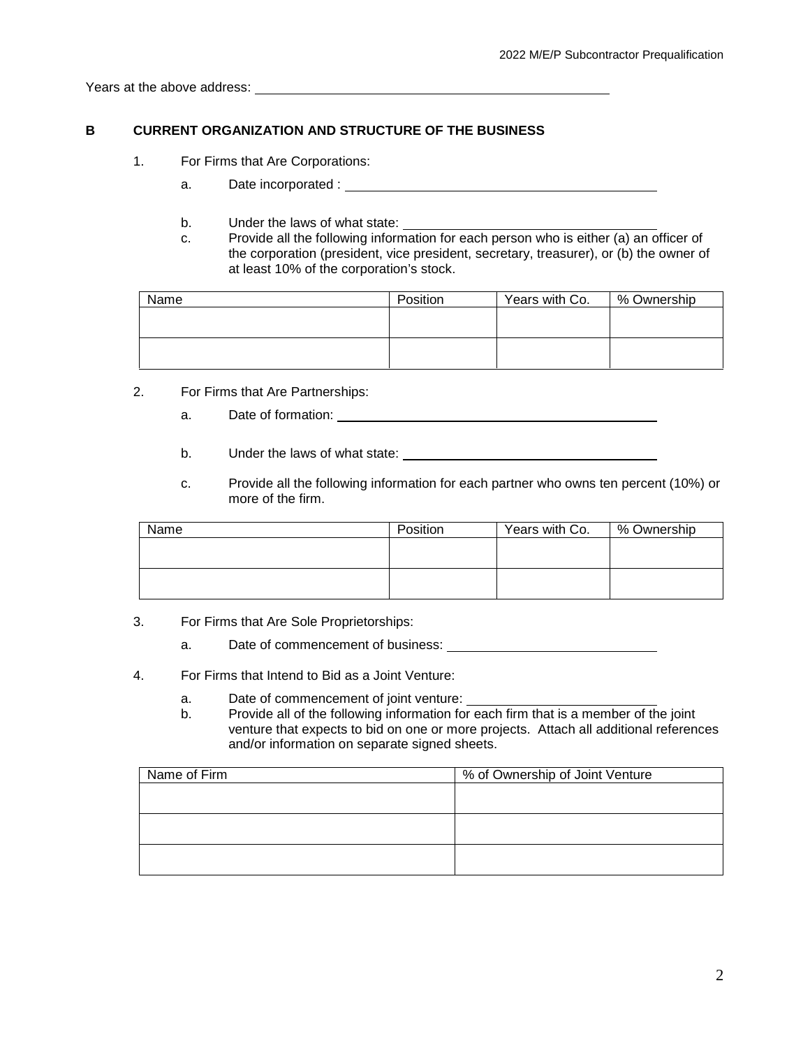Years at the above address: \_\_\_\_\_\_\_\_\_\_\_\_\_\_\_\_\_\_\_\_\_\_\_\_\_\_\_\_\_\_\_\_\_\_\_\_

## B CURRENT ORGANIZATION AND STRUCTURE OF THE BUSINESS

1. For Firms that Are Corporations:

   a. Date incorporated : \_\_\_\_\_\_\_\_\_\_\_\_\_\_\_\_\_\_\_\_\_\_\_\_\_\_\_\_\_\_\_\_\_\_\_\_

   b. Under the laws of what state: \_\_\_\_\_\_\_\_\_\_\_\_\_\_\_\_\_\_\_\_\_\_\_\_\_\_\_\_\_\_

   c. Provide all the following information for each person who is either (a) an officer of the corporation (president, vice president, secretary, treasurer), or (b) the owner of at least 10% of the corporation's stock.

| Name | Position | Years with Co. | % Ownership |
|---|---|---|---|
| | | | |
| | | | |

2. For Firms that Are Partnerships:

   a. Date of formation: \_\_\_\_\_\_\_\_\_\_\_\_\_\_\_\_\_\_\_\_\_\_\_\_\_\_\_\_\_\_\_\_\_\_\_\_

   b. Under the laws of what state: \_\_\_\_\_\_\_\_\_\_\_\_\_\_\_\_\_\_\_\_\_\_\_\_\_\_\_\_\_\_

   c. Provide all the following information for each partner who owns ten percent (10%) or more of the firm.

| Name | Position | Years with Co. | % Ownership |
|---|---|---|---|
| | | | |
| | | | |

3. For Firms that Are Sole Proprietorships:

   a. Date of commencement of business: \_\_\_\_\_\_\_\_\_\_\_\_\_\_\_\_\_\_\_\_\_\_\_\_

4. For Firms that Intend to Bid as a Joint Venture:

   a. Date of commencement of joint venture: \_\_\_\_\_\_\_\_\_\_\_\_\_\_\_\_\_\_\_\_\_\_

   b. Provide all of the following information for each firm that is a member of the joint venture that expects to bid on one or more projects. Attach all additional references and/or information on separate signed sheets.

| Name of Firm | % of Ownership of Joint Venture |
|---|---|
| | |
| | |
| | |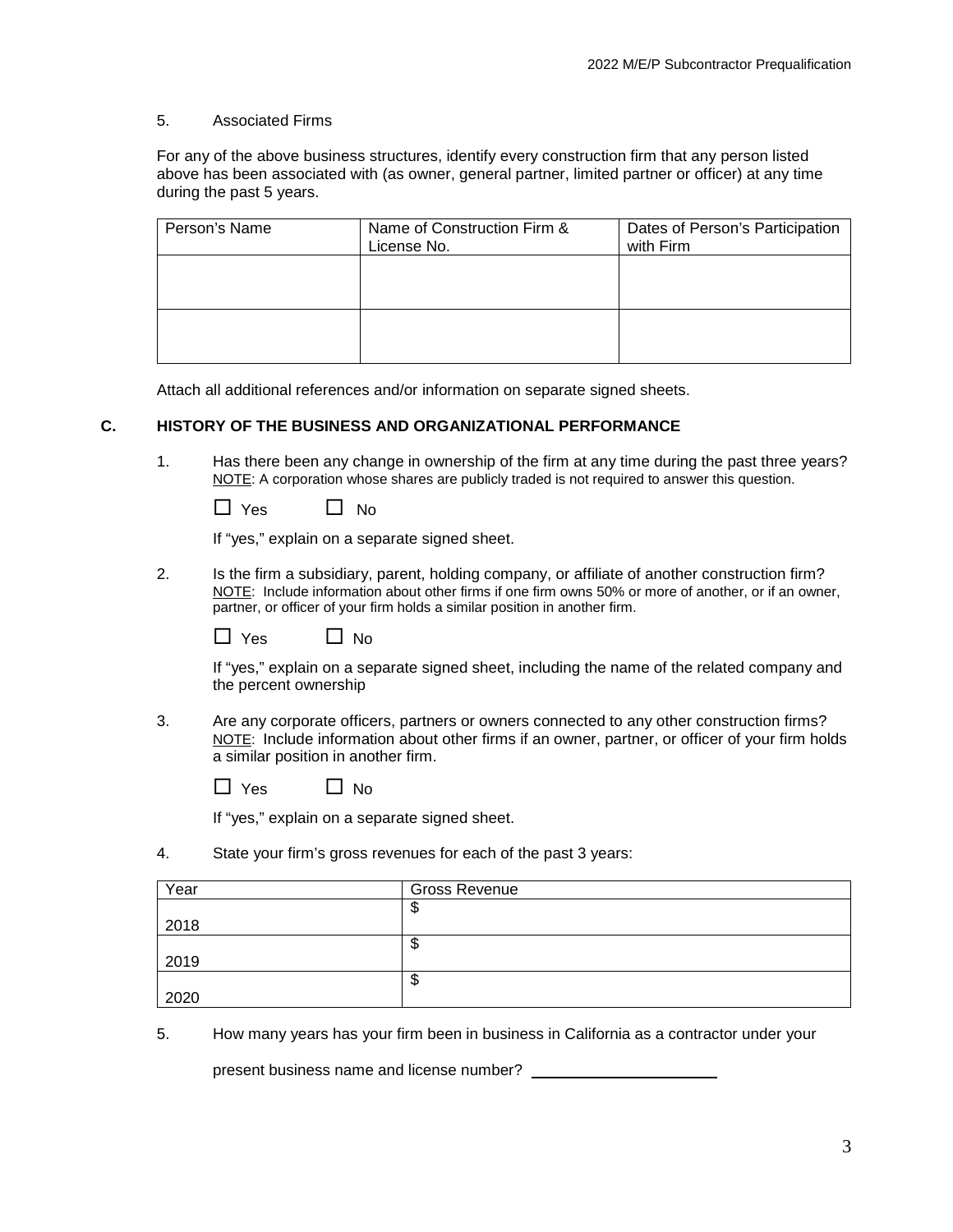5. Associated Firms

For any of the above business structures, identify every construction firm that any person listed above has been associated with (as owner, general partner, limited partner or officer) at any time during the past 5 years.

| Person's Name | Name of Construction Firm & License No. | Dates of Person's Participation with Firm |
|---|---|---|
| | | |
| | | |

Attach all additional references and/or information on separate signed sheets.

## C. HISTORY OF THE BUSINESS AND ORGANIZATIONAL PERFORMANCE

1. Has there been any change in ownership of the firm at any time during the past three years?
   NOTE: A corporation whose shares are publicly traded is not required to answer this question.

   ☐ Yes ☐ No

   If "yes," explain on a separate signed sheet.

2. Is the firm a subsidiary, parent, holding company, or affiliate of another construction firm?
   NOTE: Include information about other firms if one firm owns 50% or more of another, or if an owner, partner, or officer of your firm holds a similar position in another firm.

   ☐ Yes ☐ No

   If "yes," explain on a separate signed sheet, including the name of the related company and the percent ownership

3. Are any corporate officers, partners or owners connected to any other construction firms?
   NOTE: Include information about other firms if an owner, partner, or officer of your firm holds a similar position in another firm.

   ☐ Yes ☐ No

   If "yes," explain on a separate signed sheet.

4. State your firm's gross revenues for each of the past 3 years:

| Year | Gross Revenue |
|---|---|
| 2018 | $ |
| 2019 | $ |
| 2020 | $ |

5. How many years has your firm been in business in California as a contractor under your present business name and license number? \_\_\_\_\_\_\_\_\_\_\_\_\_\_\_\_\_\_\_\_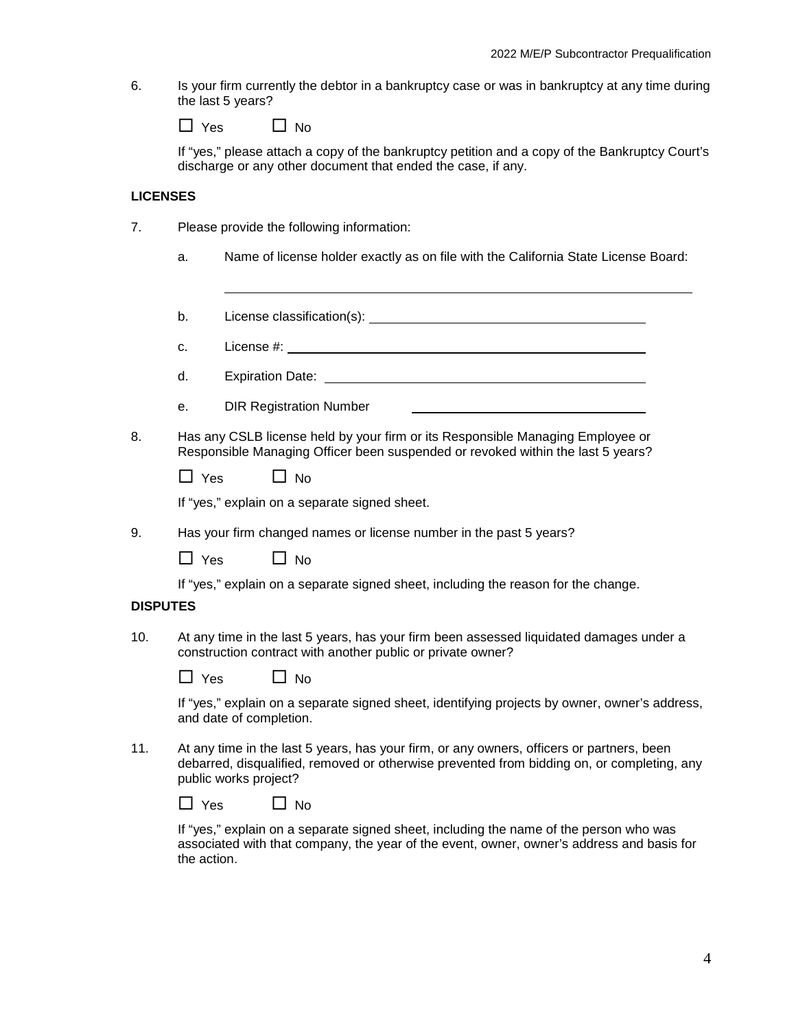6. Is your firm currently the debtor in a bankruptcy case or was in bankruptcy at any time during the last 5 years?

   ☐ Yes ☐ No

   If "yes," please attach a copy of the bankruptcy petition and a copy of the Bankruptcy Court's discharge or any other document that ended the case, if any.

**LICENSES**

7. Please provide the following information:

   a. Name of license holder exactly as on file with the California State License Board:

      \_\_\_\_\_\_\_\_\_\_\_\_\_\_\_\_\_\_\_\_\_\_\_\_\_\_\_\_\_\_\_\_\_\_\_\_\_\_\_\_\_\_\_\_\_\_\_\_

   b. License classification(s): \_\_\_\_\_\_\_\_\_\_\_\_\_\_\_\_\_\_\_\_\_\_\_\_\_\_\_\_\_\_

   c. License #: \_\_\_\_\_\_\_\_\_\_\_\_\_\_\_\_\_\_\_\_\_\_\_\_\_\_\_\_\_\_\_\_\_\_\_\_\_\_\_\_

   d. Expiration Date: \_\_\_\_\_\_\_\_\_\_\_\_\_\_\_\_\_\_\_\_\_\_\_\_\_\_\_\_\_\_\_\_\_\_\_

   e. DIR Registration Number \_\_\_\_\_\_\_\_\_\_\_\_\_\_\_\_\_\_\_\_\_\_\_\_\_\_

8. Has any CSLB license held by your firm or its Responsible Managing Employee or Responsible Managing Officer been suspended or revoked within the last 5 years?

   ☐ Yes ☐ No

   If "yes," explain on a separate signed sheet.

9. Has your firm changed names or license number in the past 5 years?

   ☐ Yes ☐ No

   If "yes," explain on a separate signed sheet, including the reason for the change.

**DISPUTES**

10. At any time in the last 5 years, has your firm been assessed liquidated damages under a construction contract with another public or private owner?

    ☐ Yes ☐ No

    If "yes," explain on a separate signed sheet, identifying projects by owner, owner's address, and date of completion.

11. At any time in the last 5 years, has your firm, or any owners, officers or partners, been debarred, disqualified, removed or otherwise prevented from bidding on, or completing, any public works project?

    ☐ Yes ☐ No

    If "yes," explain on a separate signed sheet, including the name of the person who was associated with that company, the year of the event, owner, owner's address and basis for the action.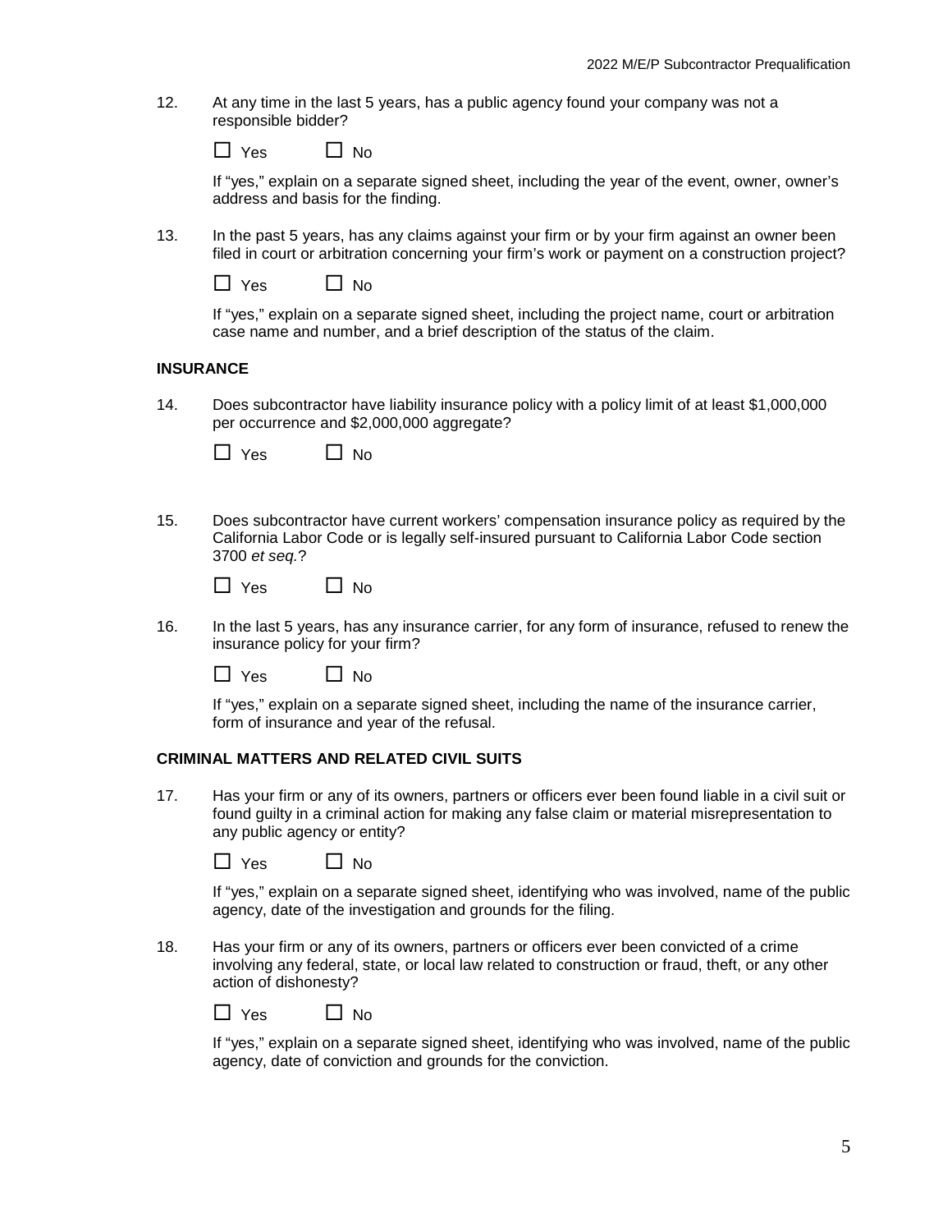12. At any time in the last 5 years, has a public agency found your company was not a responsible bidder?

☐ Yes ☐ No

If "yes," explain on a separate signed sheet, including the year of the event, owner, owner's address and basis for the finding.

13. In the past 5 years, has any claims against your firm or by your firm against an owner been filed in court or arbitration concerning your firm's work or payment on a construction project?

☐ Yes ☐ No

If "yes," explain on a separate signed sheet, including the project name, court or arbitration case name and number, and a brief description of the status of the claim.

**INSURANCE**

14. Does subcontractor have liability insurance policy with a policy limit of at least $1,000,000 per occurrence and $2,000,000 aggregate?

☐ Yes ☐ No

15. Does subcontractor have current workers' compensation insurance policy as required by the California Labor Code or is legally self-insured pursuant to California Labor Code section 3700 *et seq.*?

☐ Yes ☐ No

16. In the last 5 years, has any insurance carrier, for any form of insurance, refused to renew the insurance policy for your firm?

☐ Yes ☐ No

If "yes," explain on a separate signed sheet, including the name of the insurance carrier, form of insurance and year of the refusal.

**CRIMINAL MATTERS AND RELATED CIVIL SUITS**

17. Has your firm or any of its owners, partners or officers ever been found liable in a civil suit or found guilty in a criminal action for making any false claim or material misrepresentation to any public agency or entity?

☐ Yes ☐ No

If "yes," explain on a separate signed sheet, identifying who was involved, name of the public agency, date of the investigation and grounds for the filing.

18. Has your firm or any of its owners, partners or officers ever been convicted of a crime involving any federal, state, or local law related to construction or fraud, theft, or any other action of dishonesty?

☐ Yes ☐ No

If "yes," explain on a separate signed sheet, identifying who was involved, name of the public agency, date of conviction and grounds for the conviction.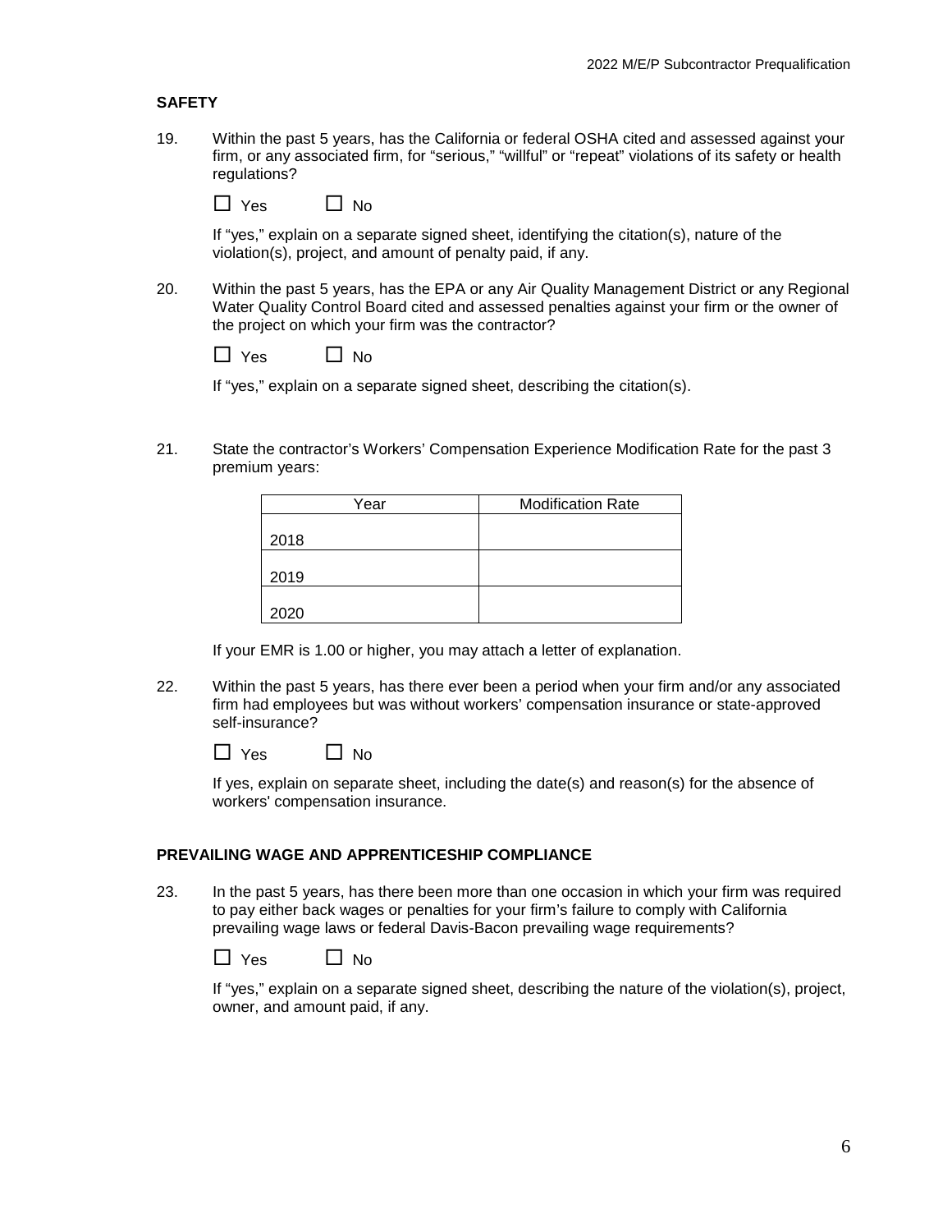## SAFETY

19. Within the past 5 years, has the California or federal OSHA cited and assessed against your firm, or any associated firm, for "serious," "willful" or "repeat" violations of its safety or health regulations?

    ☐ Yes ☐ No

    If "yes," explain on a separate signed sheet, identifying the citation(s), nature of the violation(s), project, and amount of penalty paid, if any.

20. Within the past 5 years, has the EPA or any Air Quality Management District or any Regional Water Quality Control Board cited and assessed penalties against your firm or the owner of the project on which your firm was the contractor?

    ☐ Yes ☐ No

    If "yes," explain on a separate signed sheet, describing the citation(s).

21. State the contractor's Workers' Compensation Experience Modification Rate for the past 3 premium years:

| Year | Modification Rate |
|---|---|
| 2018 | |
| 2019 | |
| 2020 | |

    If your EMR is 1.00 or higher, you may attach a letter of explanation.

22. Within the past 5 years, has there ever been a period when your firm and/or any associated firm had employees but was without workers' compensation insurance or state-approved self-insurance?

    ☐ Yes ☐ No

    If yes, explain on separate sheet, including the date(s) and reason(s) for the absence of workers' compensation insurance.

## PREVAILING WAGE AND APPRENTICESHIP COMPLIANCE

23. In the past 5 years, has there been more than one occasion in which your firm was required to pay either back wages or penalties for your firm's failure to comply with California prevailing wage laws or federal Davis-Bacon prevailing wage requirements?

    ☐ Yes ☐ No

    If "yes," explain on a separate signed sheet, describing the nature of the violation(s), project, owner, and amount paid, if any.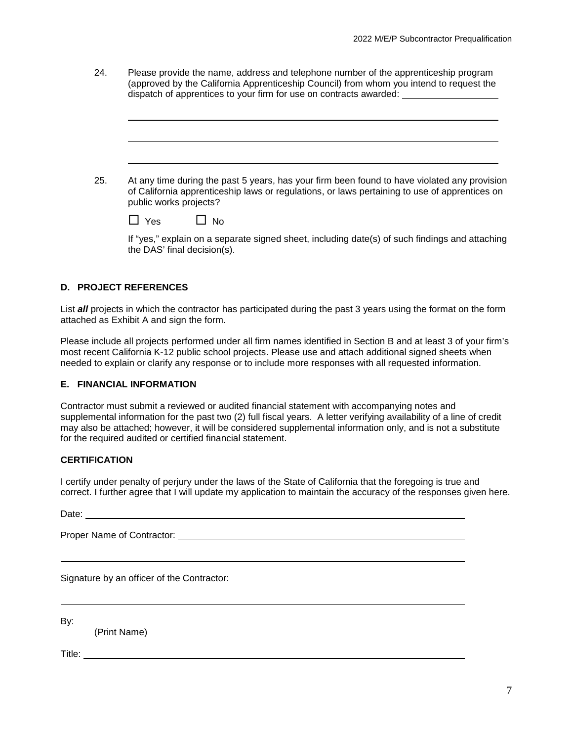24. Please provide the name, address and telephone number of the apprenticeship program (approved by the California Apprenticeship Council) from whom you intend to request the dispatch of apprentices to your firm for use on contracts awarded: ______________________

    ______________________________________________________________________

    ______________________________________________________________________

    ______________________________________________________________________

25. At any time during the past 5 years, has your firm been found to have violated any provision of California apprenticeship laws or regulations, or laws pertaining to use of apprentices on public works projects?

    ☐ Yes ☐ No

    If "yes," explain on a separate signed sheet, including date(s) of such findings and attaching the DAS' final decision(s).

## D. PROJECT REFERENCES

List ***all*** projects in which the contractor has participated during the past 3 years using the format on the form attached as Exhibit A and sign the form.

Please include all projects performed under all firm names identified in Section B and at least 3 of your firm's most recent California K-12 public school projects. Please use and attach additional signed sheets when needed to explain or clarify any response or to include more responses with all requested information.

## E. FINANCIAL INFORMATION

Contractor must submit a reviewed or audited financial statement with accompanying notes and supplemental information for the past two (2) full fiscal years. A letter verifying availability of a line of credit may also be attached; however, it will be considered supplemental information only, and is not a substitute for the required audited or certified financial statement.

## CERTIFICATION

I certify under penalty of perjury under the laws of the State of California that the foregoing is true and correct. I further agree that I will update my application to maintain the accuracy of the responses given here.

Date: ______________________________________________________________

Proper Name of Contractor: _________________________________________

______________________________________________________________________

Signature by an officer of the Contractor:

______________________________________________________________________

By: ______________________________________________________________
(Print Name)

Title: ______________________________________________________________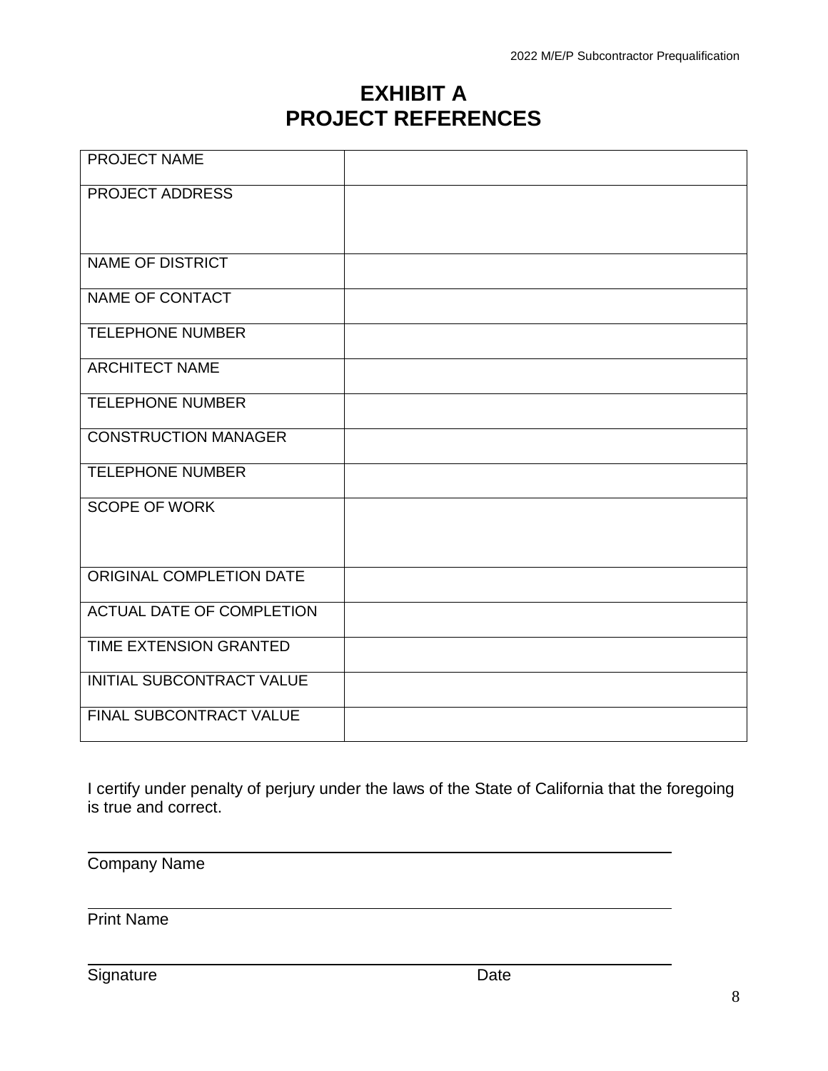# EXHIBIT A
# PROJECT REFERENCES

| | |
|---|---|
| PROJECT NAME | |
| PROJECT ADDRESS | |
| NAME OF DISTRICT | |
| NAME OF CONTACT | |
| TELEPHONE NUMBER | |
| ARCHITECT NAME | |
| TELEPHONE NUMBER | |
| CONSTRUCTION MANAGER | |
| TELEPHONE NUMBER | |
| SCOPE OF WORK | |
| ORIGINAL COMPLETION DATE | |
| ACTUAL DATE OF COMPLETION | |
| TIME EXTENSION GRANTED | |
| INITIAL SUBCONTRACT VALUE | |
| FINAL SUBCONTRACT VALUE | |

I certify under penalty of perjury under the laws of the State of California that the foregoing is true and correct.

\_\_\_\_\_\_\_\_\_\_\_\_\_\_\_\_\_\_\_\_\_\_\_\_\_\_\_\_\_\_\_\_\_\_\_\_\_\_\_\_\_\_\_\_

Company Name

\_\_\_\_\_\_\_\_\_\_\_\_\_\_\_\_\_\_\_\_\_\_\_\_\_\_\_\_\_\_\_\_\_\_\_\_\_\_\_\_\_\_\_\_

Print Name

\_\_\_\_\_\_\_\_\_\_\_\_\_\_\_\_\_\_\_\_\_\_\_\_\_\_\_\_\_\_\_\_\_\_\_\_\_\_\_\_\_\_\_\_

Signature Date